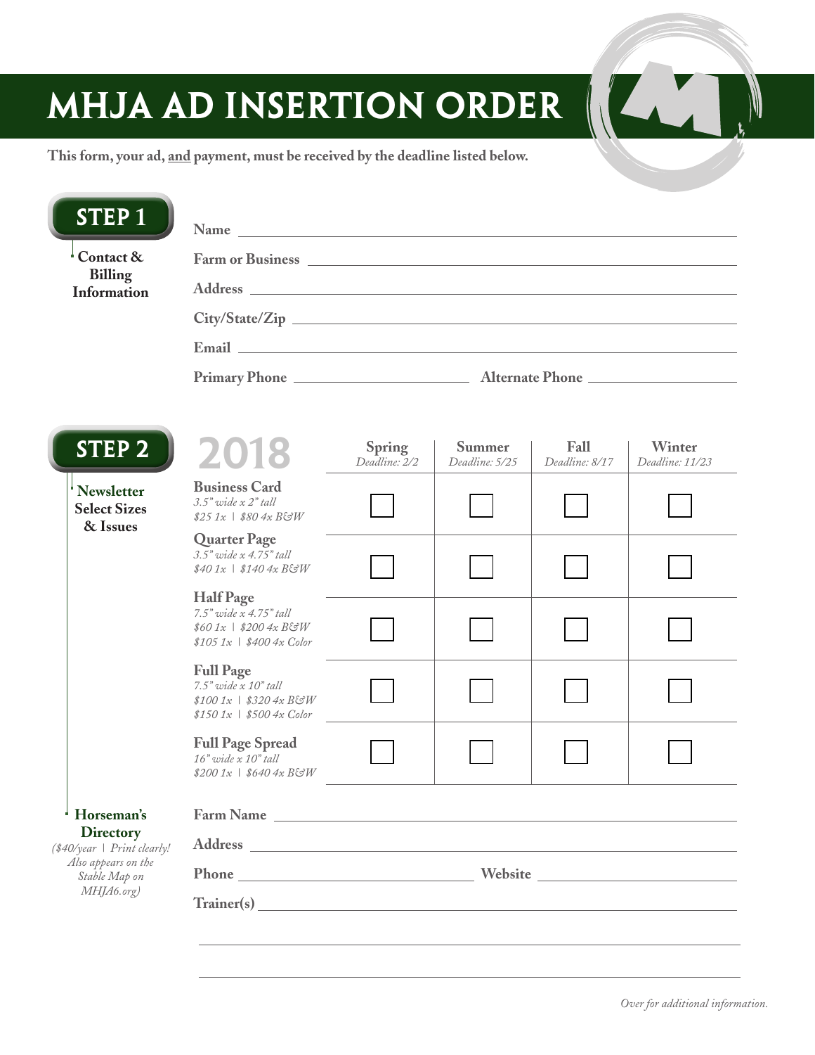# MHJA AD INSERTION ORDER

**This form, your ad, and payment, must be received by the deadline listed below.**

## STEP 1

**Contact & Billing Information**

Name ______________________________

Farm or Business ______________________________

Address ______________________________

City/State/Zip ______________________________

Email ______________________________

Primary Phone ______________ Alternate Phone ______________

## STEP 2

**Newsletter Select Sizes & Issues**

| 2018 | Spring *Deadline: 2/2* | Summer *Deadline: 5/25* | Fall *Deadline: 8/17* | Winter *Deadline: 11/23* |
|---|---|---|---|---|
| **Business Card** *3.5" wide x 2" tall* *$25 1x \| $80 4x B&W* | ☐ | ☐ | ☐ | ☐ |
| **Quarter Page** *3.5" wide x 4.75" tall* *$40 1x \| $140 4x B&W* | ☐ | ☐ | ☐ | ☐ |
| **Half Page** *7.5" wide x 4.75" tall* *$60 1x \| $200 4x B&W* *$105 1x \| $400 4x Color* | ☐ | ☐ | ☐ | ☐ |
| **Full Page** *7.5" wide x 10" tall* *$100 1x \| $320 4x B&W* *$150 1x \| $500 4x Color* | ☐ | ☐ | ☐ | ☐ |
| **Full Page Spread** *16" wide x 10" tall* *$200 1x \| $640 4x B&W* | ☐ | ☐ | ☐ | ☐ |

**Horseman's Directory**

*($40/year | Print clearly! Also appears on the Stable Map on MHJA6.org)*

Farm Name ______________________________

Address ______________________________

Phone ______________ Website ______________

Trainer(s) ______________________________

______________________________

______________________________

*Over for additional information.*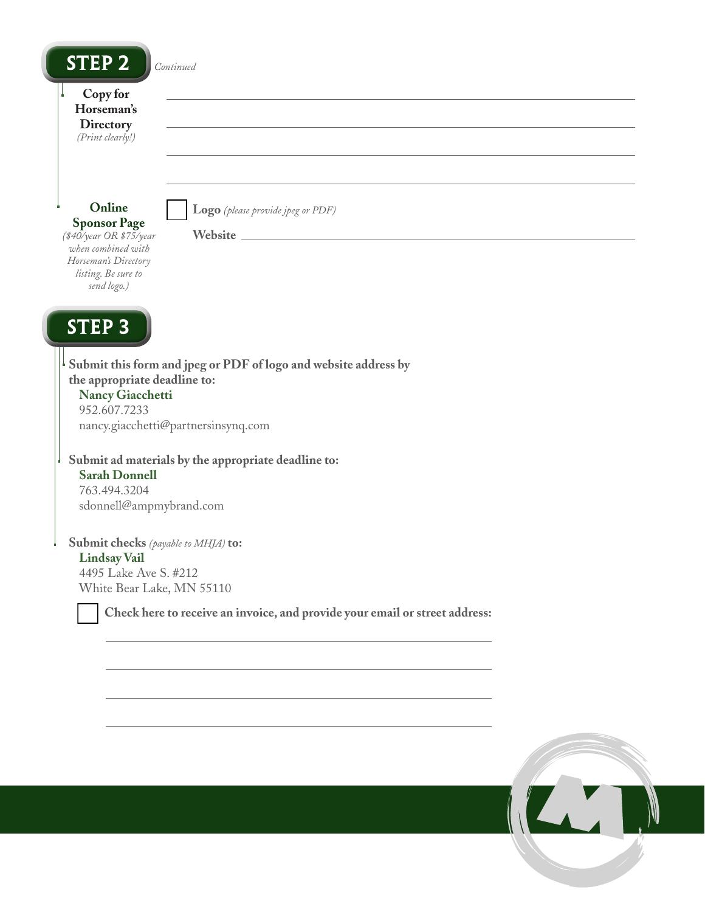## STEP 2

*Continued*

**Copy for Horseman's Directory**
*(Print clearly!)*

______________________________________________________________

______________________________________________________________

______________________________________________________________

______________________________________________________________

**Online Sponsor Page**
*($40/year OR $75/year when combined with Horseman's Directory listing. Be sure to send logo.)*

☐ **Logo** *(please provide jpeg or PDF)*

**Website** ______________________________________________

## STEP 3

**Submit this form and jpeg or PDF of logo and website address by the appropriate deadline to:**

**Nancy Giacchetti**
952.607.7233
nancy.giacchetti@partnersinsynq.com

**Submit ad materials by the appropriate deadline to:**

**Sarah Donnell**
763.494.3204
sdonnell@ampmybrand.com

**Submit checks** *(payable to MHJA)* **to:**

**Lindsay Vail**
4495 Lake Ave S. #212
White Bear Lake, MN 55110

☐ **Check here to receive an invoice, and provide your email or street address:**

______________________________________________________________

______________________________________________________________

______________________________________________________________

______________________________________________________________